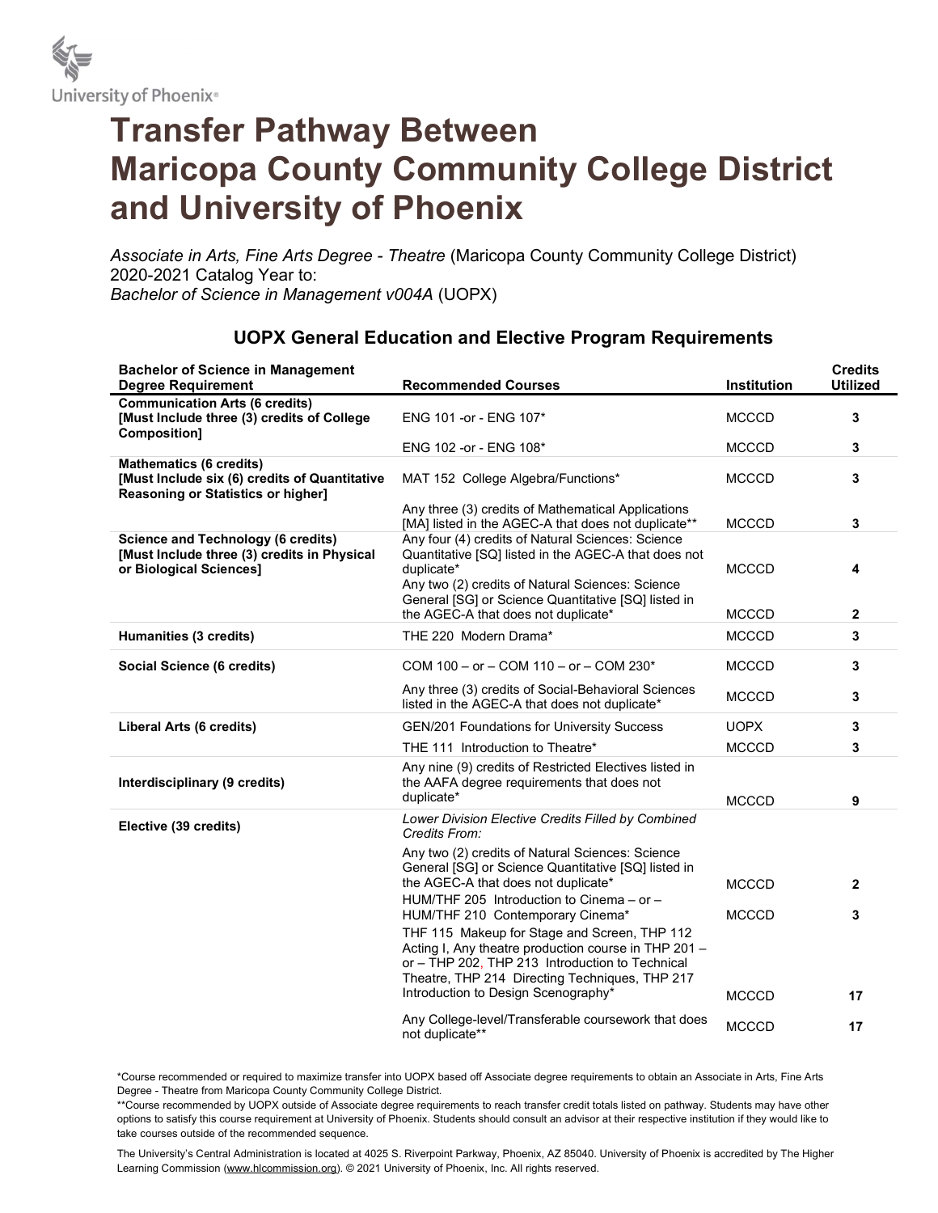University of Phoenix®

# Transfer Pathway Between Maricopa County Community College District and University of Phoenix

*Associate in Arts, Fine Arts Degree - Theatre* (Maricopa County Community College District) 2020-2021 Catalog Year to:
*Bachelor of Science in Management v004A* (UOPX)

## UOPX General Education and Elective Program Requirements

| Bachelor of Science in Management Degree Requirement | Recommended Courses | Institution | Credits Utilized |
|---|---|---|---|
| **Communication Arts (6 credits) [Must Include three (3) credits of College Composition]** | ENG 101 -or - ENG 107* | MCCCD | **3** |
| | ENG 102 -or - ENG 108* | MCCCD | **3** |
| **Mathematics (6 credits) [Must Include six (6) credits of Quantitative Reasoning or Statistics or higher]** | MAT 152 College Algebra/Functions* | MCCCD | **3** |
| | Any three (3) credits of Mathematical Applications [MA] listed in the AGEC-A that does not duplicate** | MCCCD | **3** |
| **Science and Technology (6 credits) [Must Include three (3) credits in Physical or Biological Sciences]** | Any four (4) credits of Natural Sciences: Science Quantitative [SQ] listed in the AGEC-A that does not duplicate* | MCCCD | **4** |
| | Any two (2) credits of Natural Sciences: Science General [SG] or Science Quantitative [SQ] listed in the AGEC-A that does not duplicate* | MCCCD | **2** |
| **Humanities (3 credits)** | THE 220 Modern Drama* | MCCCD | **3** |
| **Social Science (6 credits)** | COM 100 – or – COM 110 – or – COM 230* | MCCCD | **3** |
| | Any three (3) credits of Social-Behavioral Sciences listed in the AGEC-A that does not duplicate* | MCCCD | **3** |
| **Liberal Arts (6 credits)** | GEN/201 Foundations for University Success | UOPX | **3** |
| | THE 111 Introduction to Theatre* | MCCCD | **3** |
| **Interdisciplinary (9 credits)** | Any nine (9) credits of Restricted Electives listed in the AAFA degree requirements that does not duplicate* | MCCCD | **9** |
| **Elective (39 credits)** | *Lower Division Elective Credits Filled by Combined Credits From:* | | |
| | Any two (2) credits of Natural Sciences: Science General [SG] or Science Quantitative [SQ] listed in the AGEC-A that does not duplicate* | MCCCD | **2** |
| | HUM/THF 205 Introduction to Cinema – or – HUM/THF 210 Contemporary Cinema* | MCCCD | **3** |
| | THF 115 Makeup for Stage and Screen, THP 112 Acting I, Any theatre production course in THP 201 – or – THP 202, THP 213 Introduction to Technical Theatre, THP 214 Directing Techniques, THP 217 Introduction to Design Scenography* | MCCCD | **17** |
| | Any College-level/Transferable coursework that does not duplicate** | MCCCD | **17** |

*Course recommended or required to maximize transfer into UOPX based off Associate degree requirements to obtain an Associate in Arts, Fine Arts Degree - Theatre from Maricopa County Community College District.

**Course recommended by UOPX outside of Associate degree requirements to reach transfer credit totals listed on pathway. Students may have other options to satisfy this course requirement at University of Phoenix. Students should consult an advisor at their respective institution if they would like to take courses outside of the recommended sequence.

The University's Central Administration is located at 4025 S. Riverpoint Parkway, Phoenix, AZ 85040. University of Phoenix is accredited by The Higher Learning Commission (www.hlcommission.org). © 2021 University of Phoenix, Inc. All rights reserved.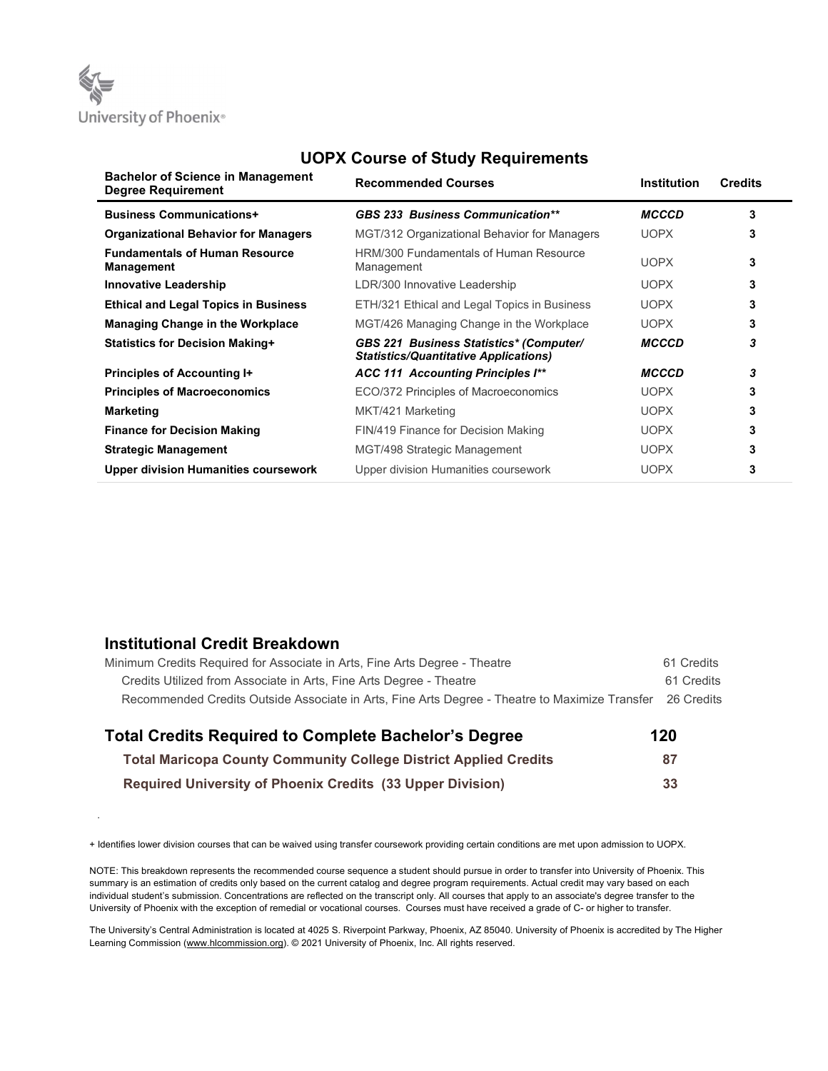## UOPX Course of Study Requirements

| Bachelor of Science in Management Degree Requirement | Recommended Courses | Institution | Credits |
|---|---|---|---|
| **Business Communications+** | ***GBS 233 Business Communication\*\**** | ***MCCCD*** | **3** |
| **Organizational Behavior for Managers** | MGT/312 Organizational Behavior for Managers | UOPX | **3** |
| **Fundamentals of Human Resource Management** | HRM/300 Fundamentals of Human Resource Management | UOPX | **3** |
| **Innovative Leadership** | LDR/300 Innovative Leadership | UOPX | **3** |
| **Ethical and Legal Topics in Business** | ETH/321 Ethical and Legal Topics in Business | UOPX | **3** |
| **Managing Change in the Workplace** | MGT/426 Managing Change in the Workplace | UOPX | **3** |
| **Statistics for Decision Making+** | ***GBS 221 Business Statistics\* (Computer/ Statistics/Quantitative Applications)*** | ***MCCCD*** | ***3*** |
| **Principles of Accounting I+** | ***ACC 111 Accounting Principles I\*\**** | ***MCCCD*** | ***3*** |
| **Principles of Macroeconomics** | ECO/372 Principles of Macroeconomics | UOPX | **3** |
| **Marketing** | MKT/421 Marketing | UOPX | **3** |
| **Finance for Decision Making** | FIN/419 Finance for Decision Making | UOPX | **3** |
| **Strategic Management** | MGT/498 Strategic Management | UOPX | **3** |
| **Upper division Humanities coursework** | Upper division Humanities coursework | UOPX | **3** |

### Institutional Credit Breakdown

| | |
|---|---|
| Minimum Credits Required for Associate in Arts, Fine Arts Degree - Theatre | 61 Credits |
| Credits Utilized from Associate in Arts, Fine Arts Degree - Theatre | 61 Credits |
| Recommended Credits Outside Associate in Arts, Fine Arts Degree - Theatre to Maximize Transfer | 26 Credits |

| | |
|---|---|
| **Total Credits Required to Complete Bachelor's Degree** | **120** |
| **Total Maricopa County Community College District Applied Credits** | **87** |
| **Required University of Phoenix Credits (33 Upper Division)** | **33** |

+ Identifies lower division courses that can be waived using transfer coursework providing certain conditions are met upon admission to UOPX.

NOTE: This breakdown represents the recommended course sequence a student should pursue in order to transfer into University of Phoenix. This summary is an estimation of credits only based on the current catalog and degree program requirements. Actual credit may vary based on each individual student's submission. Concentrations are reflected on the transcript only. All courses that apply to an associate's degree transfer to the University of Phoenix with the exception of remedial or vocational courses. Courses must have received a grade of C- or higher to transfer.

The University's Central Administration is located at 4025 S. Riverpoint Parkway, Phoenix, AZ 85040. University of Phoenix is accredited by The Higher Learning Commission (www.hlcommission.org). © 2021 University of Phoenix, Inc. All rights reserved.